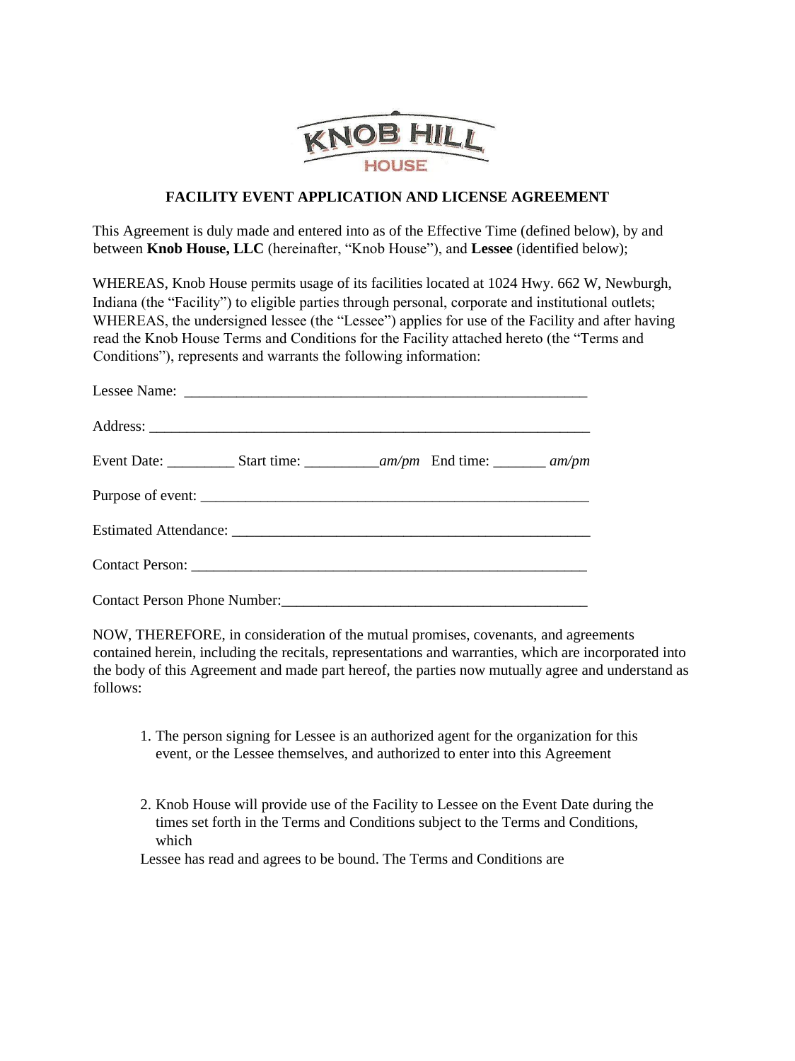KNOB HILL HOUSE

## FACILITY EVENT APPLICATION AND LICENSE AGREEMENT

This Agreement is duly made and entered into as of the Effective Time (defined below), by and between **Knob House, LLC** (hereinafter, "Knob House"), and **Lessee** (identified below);

WHEREAS, Knob House permits usage of its facilities located at 1024 Hwy. 662 W, Newburgh, Indiana (the "Facility") to eligible parties through personal, corporate and institutional outlets;
WHEREAS, the undersigned lessee (the "Lessee") applies for use of the Facility and after having read the Knob House Terms and Conditions for the Facility attached hereto (the "Terms and Conditions"), represents and warrants the following information:

Lessee Name: ________________________________________________________

Address: ____________________________________________________________

Event Date: _________ Start time: __________*am/pm* End time: _______ *am/pm*

Purpose of event: _____________________________________________________

Estimated Attendance: _________________________________________________

Contact Person: _______________________________________________________

Contact Person Phone Number:__________________________________________

NOW, THEREFORE, in consideration of the mutual promises, covenants, and agreements contained herein, including the recitals, representations and warranties, which are incorporated into the body of this Agreement and made part hereof, the parties now mutually agree and understand as follows:

1. The person signing for Lessee is an authorized agent for the organization for this event, or the Lessee themselves, and authorized to enter into this Agreement

2. Knob House will provide use of the Facility to Lessee on the Event Date during the times set forth in the Terms and Conditions subject to the Terms and Conditions, which
Lessee has read and agrees to be bound. The Terms and Conditions are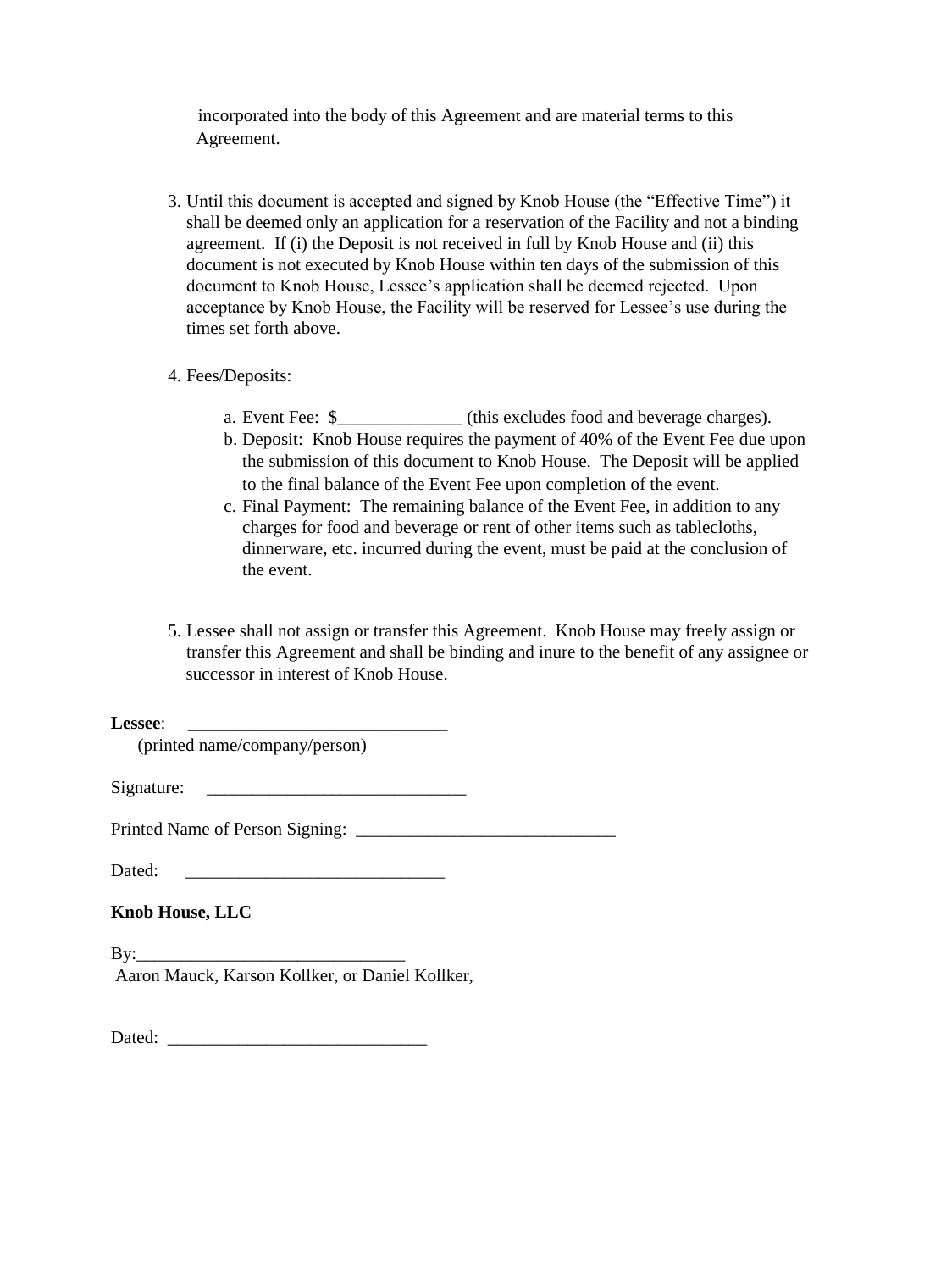incorporated into the body of this Agreement and are material terms to this Agreement.

3. Until this document is accepted and signed by Knob House (the "Effective Time") it shall be deemed only an application for a reservation of the Facility and not a binding agreement. If (i) the Deposit is not received in full by Knob House and (ii) this document is not executed by Knob House within ten days of the submission of this document to Knob House, Lessee's application shall be deemed rejected. Upon acceptance by Knob House, the Facility will be reserved for Lessee's use during the times set forth above.

4. Fees/Deposits:

   a. Event Fee: $______________ (this excludes food and beverage charges).
   b. Deposit: Knob House requires the payment of 40% of the Event Fee due upon the submission of this document to Knob House. The Deposit will be applied to the final balance of the Event Fee upon completion of the event.
   c. Final Payment: The remaining balance of the Event Fee, in addition to any charges for food and beverage or rent of other items such as tablecloths, dinnerware, etc. incurred during the event, must be paid at the conclusion of the event.

5. Lessee shall not assign or transfer this Agreement. Knob House may freely assign or transfer this Agreement and shall be binding and inure to the benefit of any assignee or successor in interest of Knob House.

**Lessee**: _____________________________
(printed name/company/person)

Signature: _____________________________

Printed Name of Person Signing: _____________________________

Dated: _____________________________

**Knob House, LLC**

By:_____________________________
Aaron Mauck, Karson Kollker, or Daniel Kollker,

Dated: _____________________________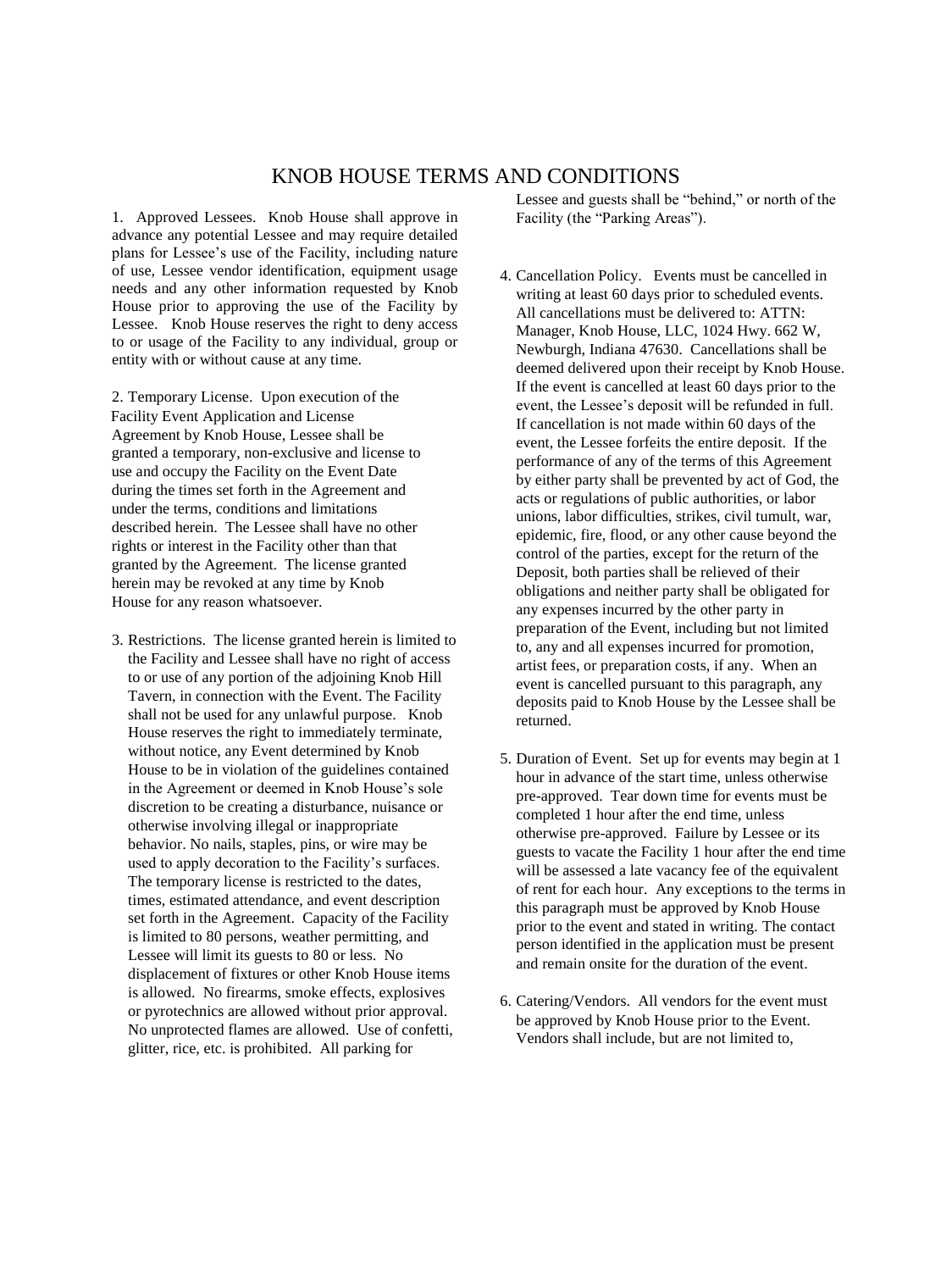# KNOB HOUSE TERMS AND CONDITIONS

1. Approved Lessees. Knob House shall approve in advance any potential Lessee and may require detailed plans for Lessee's use of the Facility, including nature of use, Lessee vendor identification, equipment usage needs and any other information requested by Knob House prior to approving the use of the Facility by Lessee. Knob House reserves the right to deny access to or usage of the Facility to any individual, group or entity with or without cause at any time.

2. Temporary License. Upon execution of the Facility Event Application and License Agreement by Knob House, Lessee shall be granted a temporary, non-exclusive and license to use and occupy the Facility on the Event Date during the times set forth in the Agreement and under the terms, conditions and limitations described herein. The Lessee shall have no other rights or interest in the Facility other than that granted by the Agreement. The license granted herein may be revoked at any time by Knob House for any reason whatsoever.

3. Restrictions. The license granted herein is limited to the Facility and Lessee shall have no right of access to or use of any portion of the adjoining Knob Hill Tavern, in connection with the Event. The Facility shall not be used for any unlawful purpose. Knob House reserves the right to immediately terminate, without notice, any Event determined by Knob House to be in violation of the guidelines contained in the Agreement or deemed in Knob House's sole discretion to be creating a disturbance, nuisance or otherwise involving illegal or inappropriate behavior. No nails, staples, pins, or wire may be used to apply decoration to the Facility's surfaces. The temporary license is restricted to the dates, times, estimated attendance, and event description set forth in the Agreement. Capacity of the Facility is limited to 80 persons, weather permitting, and Lessee will limit its guests to 80 or less. No displacement of fixtures or other Knob House items is allowed. No firearms, smoke effects, explosives or pyrotechnics are allowed without prior approval. No unprotected flames are allowed. Use of confetti, glitter, rice, etc. is prohibited. All parking for Lessee and guests shall be "behind," or north of the Facility (the "Parking Areas").

4. Cancellation Policy. Events must be cancelled in writing at least 60 days prior to scheduled events. All cancellations must be delivered to: ATTN: Manager, Knob House, LLC, 1024 Hwy. 662 W, Newburgh, Indiana 47630. Cancellations shall be deemed delivered upon their receipt by Knob House. If the event is cancelled at least 60 days prior to the event, the Lessee's deposit will be refunded in full. If cancellation is not made within 60 days of the event, the Lessee forfeits the entire deposit. If the performance of any of the terms of this Agreement by either party shall be prevented by act of God, the acts or regulations of public authorities, or labor unions, labor difficulties, strikes, civil tumult, war, epidemic, fire, flood, or any other cause beyond the control of the parties, except for the return of the Deposit, both parties shall be relieved of their obligations and neither party shall be obligated for any expenses incurred by the other party in preparation of the Event, including but not limited to, any and all expenses incurred for promotion, artist fees, or preparation costs, if any. When an event is cancelled pursuant to this paragraph, any deposits paid to Knob House by the Lessee shall be returned.

5. Duration of Event. Set up for events may begin at 1 hour in advance of the start time, unless otherwise pre-approved. Tear down time for events must be completed 1 hour after the end time, unless otherwise pre-approved. Failure by Lessee or its guests to vacate the Facility 1 hour after the end time will be assessed a late vacancy fee of the equivalent of rent for each hour. Any exceptions to the terms in this paragraph must be approved by Knob House prior to the event and stated in writing. The contact person identified in the application must be present and remain onsite for the duration of the event.

6. Catering/Vendors. All vendors for the event must be approved by Knob House prior to the Event. Vendors shall include, but are not limited to,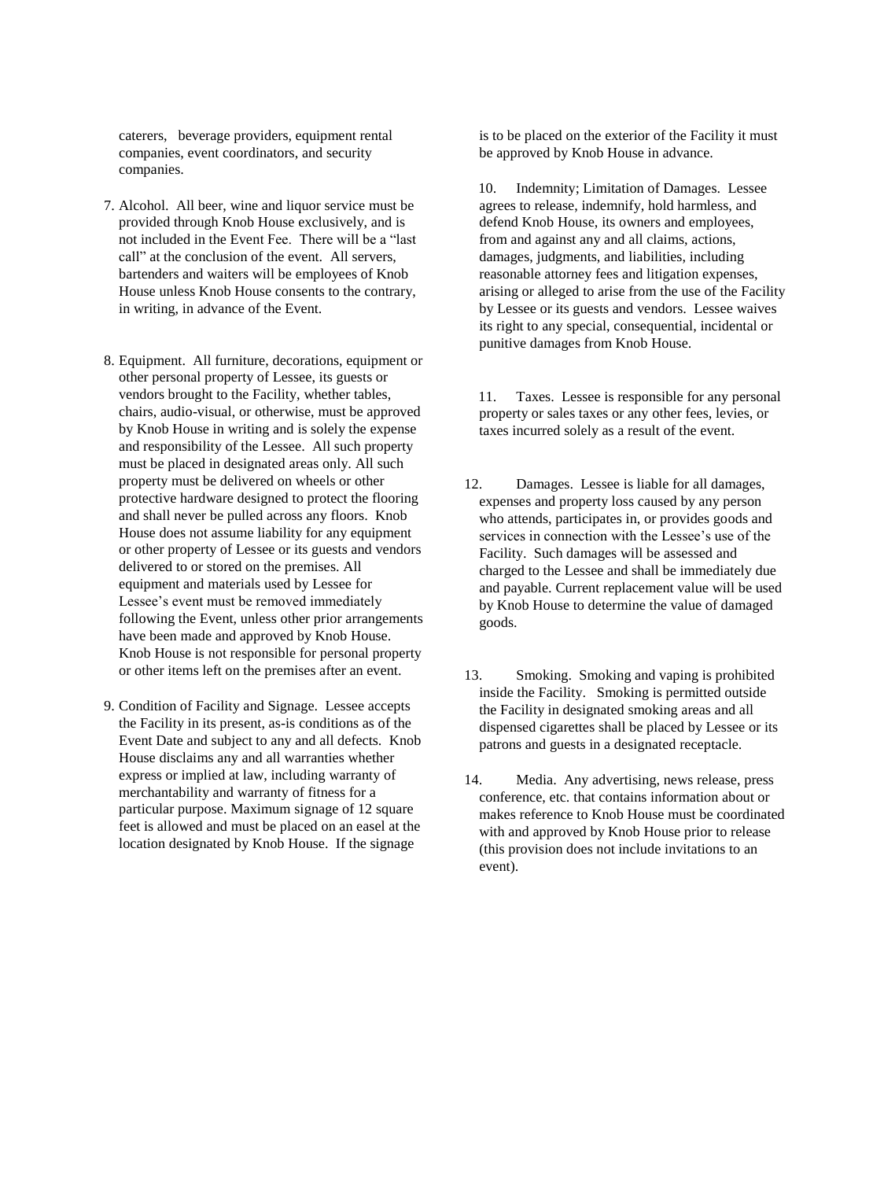caterers, beverage providers, equipment rental companies, event coordinators, and security companies.

7. Alcohol. All beer, wine and liquor service must be provided through Knob House exclusively, and is not included in the Event Fee. There will be a "last call" at the conclusion of the event. All servers, bartenders and waiters will be employees of Knob House unless Knob House consents to the contrary, in writing, in advance of the Event.

8. Equipment. All furniture, decorations, equipment or other personal property of Lessee, its guests or vendors brought to the Facility, whether tables, chairs, audio-visual, or otherwise, must be approved by Knob House in writing and is solely the expense and responsibility of the Lessee. All such property must be placed in designated areas only. All such property must be delivered on wheels or other protective hardware designed to protect the flooring and shall never be pulled across any floors. Knob House does not assume liability for any equipment or other property of Lessee or its guests and vendors delivered to or stored on the premises. All equipment and materials used by Lessee for Lessee's event must be removed immediately following the Event, unless other prior arrangements have been made and approved by Knob House. Knob House is not responsible for personal property or other items left on the premises after an event.

9. Condition of Facility and Signage. Lessee accepts the Facility in its present, as-is conditions as of the Event Date and subject to any and all defects. Knob House disclaims any and all warranties whether express or implied at law, including warranty of merchantability and warranty of fitness for a particular purpose. Maximum signage of 12 square feet is allowed and must be placed on an easel at the location designated by Knob House. If the signage is to be placed on the exterior of the Facility it must be approved by Knob House in advance.

10. Indemnity; Limitation of Damages. Lessee agrees to release, indemnify, hold harmless, and defend Knob House, its owners and employees, from and against any and all claims, actions, damages, judgments, and liabilities, including reasonable attorney fees and litigation expenses, arising or alleged to arise from the use of the Facility by Lessee or its guests and vendors. Lessee waives its right to any special, consequential, incidental or punitive damages from Knob House.

11. Taxes. Lessee is responsible for any personal property or sales taxes or any other fees, levies, or taxes incurred solely as a result of the event.

12. Damages. Lessee is liable for all damages, expenses and property loss caused by any person who attends, participates in, or provides goods and services in connection with the Lessee's use of the Facility. Such damages will be assessed and charged to the Lessee and shall be immediately due and payable. Current replacement value will be used by Knob House to determine the value of damaged goods.

13. Smoking. Smoking and vaping is prohibited inside the Facility. Smoking is permitted outside the Facility in designated smoking areas and all dispensed cigarettes shall be placed by Lessee or its patrons and guests in a designated receptacle.

14. Media. Any advertising, news release, press conference, etc. that contains information about or makes reference to Knob House must be coordinated with and approved by Knob House prior to release (this provision does not include invitations to an event).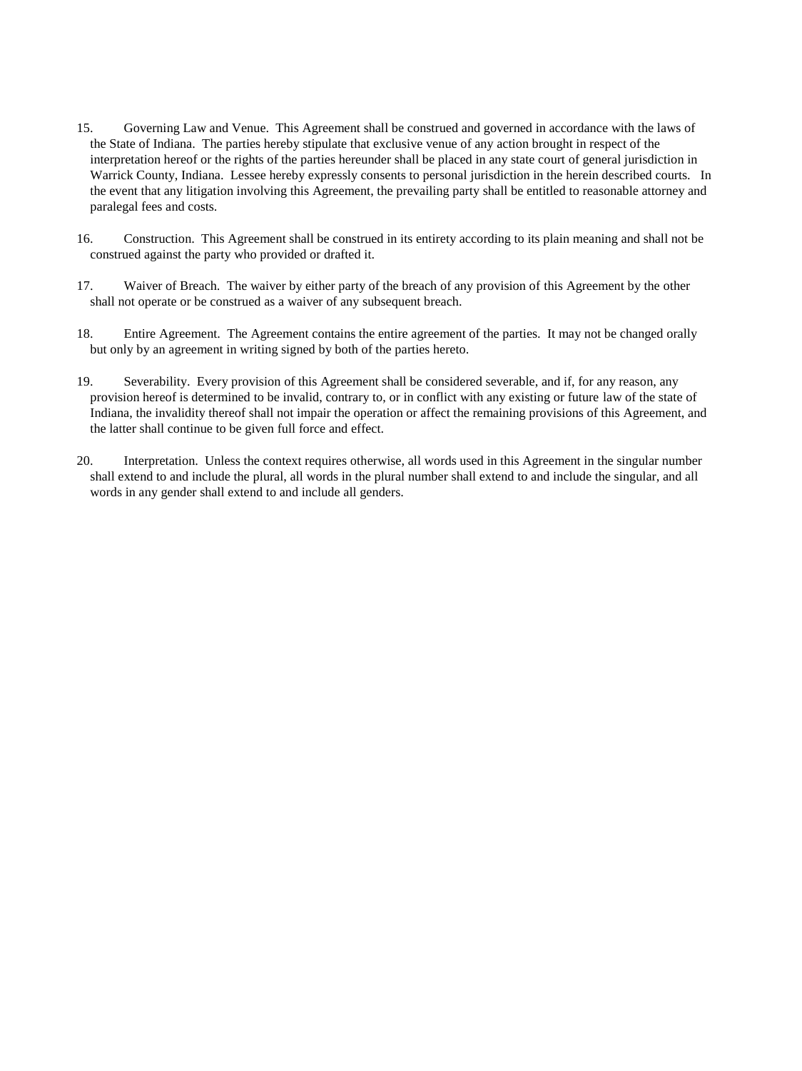15. Governing Law and Venue. This Agreement shall be construed and governed in accordance with the laws of the State of Indiana. The parties hereby stipulate that exclusive venue of any action brought in respect of the interpretation hereof or the rights of the parties hereunder shall be placed in any state court of general jurisdiction in Warrick County, Indiana. Lessee hereby expressly consents to personal jurisdiction in the herein described courts. In the event that any litigation involving this Agreement, the prevailing party shall be entitled to reasonable attorney and paralegal fees and costs.

16. Construction. This Agreement shall be construed in its entirety according to its plain meaning and shall not be construed against the party who provided or drafted it.

17. Waiver of Breach. The waiver by either party of the breach of any provision of this Agreement by the other shall not operate or be construed as a waiver of any subsequent breach.

18. Entire Agreement. The Agreement contains the entire agreement of the parties. It may not be changed orally but only by an agreement in writing signed by both of the parties hereto.

19. Severability. Every provision of this Agreement shall be considered severable, and if, for any reason, any provision hereof is determined to be invalid, contrary to, or in conflict with any existing or future law of the state of Indiana, the invalidity thereof shall not impair the operation or affect the remaining provisions of this Agreement, and the latter shall continue to be given full force and effect.

20. Interpretation. Unless the context requires otherwise, all words used in this Agreement in the singular number shall extend to and include the plural, all words in the plural number shall extend to and include the singular, and all words in any gender shall extend to and include all genders.